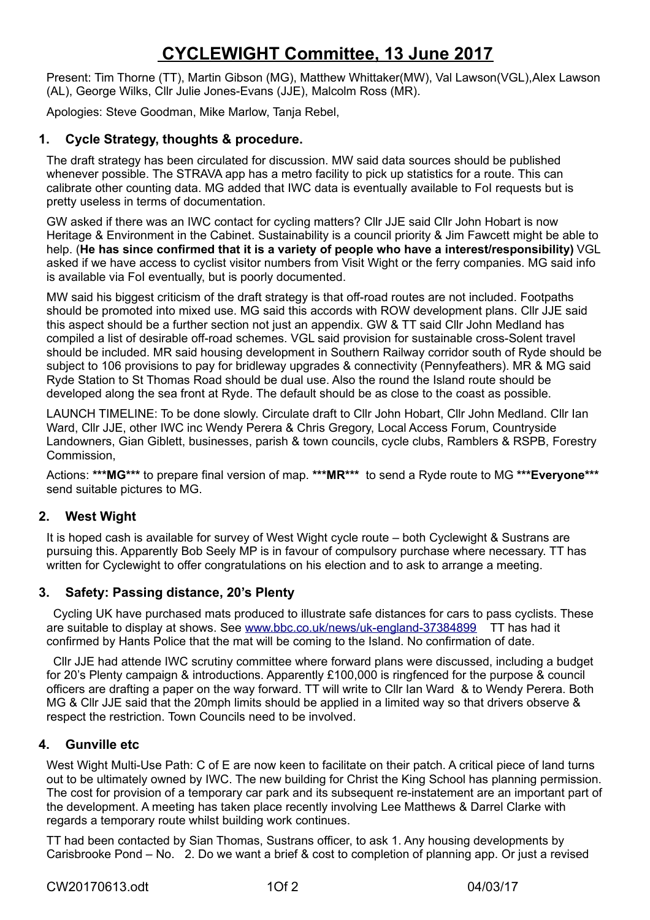# CYCLEWIGHT Committee, 13 June 2017

Present: Tim Thorne (TT), Martin Gibson (MG), Matthew Whittaker(MW), Val Lawson(VGL),Alex Lawson (AL), George Wilks, Cllr Julie Jones-Evans (JJE), Malcolm Ross (MR).

Apologies: Steve Goodman, Mike Marlow, Tanja Rebel,

## 1. Cycle Strategy, thoughts & procedure.

The draft strategy has been circulated for discussion. MW said data sources should be published whenever possible. The STRAVA app has a metro facility to pick up statistics for a route. This can calibrate other counting data. MG added that IWC data is eventually available to FoI requests but is pretty useless in terms of documentation.

GW asked if there was an IWC contact for cycling matters? Cllr JJE said Cllr John Hobart is now Heritage & Environment in the Cabinet. Sustainability is a council priority & Jim Fawcett might be able to help. (**He has since confirmed that it is a variety of people who have a interest/responsibility)** VGL asked if we have access to cyclist visitor numbers from Visit Wight or the ferry companies. MG said info is available via FoI eventually, but is poorly documented.

MW said his biggest criticism of the draft strategy is that off-road routes are not included. Footpaths should be promoted into mixed use. MG said this accords with ROW development plans. Cllr JJE said this aspect should be a further section not just an appendix. GW & TT said Cllr John Medland has compiled a list of desirable off-road schemes. VGL said provision for sustainable cross-Solent travel should be included. MR said housing development in Southern Railway corridor south of Ryde should be subject to 106 provisions to pay for bridleway upgrades & connectivity (Pennyfeathers). MR & MG said Ryde Station to St Thomas Road should be dual use. Also the round the Island route should be developed along the sea front at Ryde. The default should be as close to the coast as possible.

LAUNCH TIMELINE: To be done slowly. Circulate draft to Cllr John Hobart, Cllr John Medland. Cllr Ian Ward, Cllr JJE, other IWC inc Wendy Perera & Chris Gregory, Local Access Forum, Countryside Landowners, Gian Giblett, businesses, parish & town councils, cycle clubs, Ramblers & RSPB, Forestry Commission,

Actions: **\*\*\*MG\*\*\*** to prepare final version of map. **\*\*\*MR\*\*\*** to send a Ryde route to MG **\*\*\*Everyone\*\*\*** send suitable pictures to MG.

## 2. West Wight

It is hoped cash is available for survey of West Wight cycle route – both Cyclewight & Sustrans are pursuing this. Apparently Bob Seely MP is in favour of compulsory purchase where necessary. TT has written for Cyclewight to offer congratulations on his election and to ask to arrange a meeting.

## 3. Safety: Passing distance, 20's Plenty

Cycling UK have purchased mats produced to illustrate safe distances for cars to pass cyclists. These are suitable to display at shows. See www.bbc.co.uk/news/uk-england-37384899 TT has had it confirmed by Hants Police that the mat will be coming to the Island. No confirmation of date.

Cllr JJE had attende IWC scrutiny committee where forward plans were discussed, including a budget for 20's Plenty campaign & introductions. Apparently £100,000 is ringfenced for the purpose & council officers are drafting a paper on the way forward. TT will write to Cllr Ian Ward & to Wendy Perera. Both MG & Cllr JJE said that the 20mph limits should be applied in a limited way so that drivers observe & respect the restriction. Town Councils need to be involved.

## 4. Gunville etc

West Wight Multi-Use Path: C of E are now keen to facilitate on their patch. A critical piece of land turns out to be ultimately owned by IWC. The new building for Christ the King School has planning permission. The cost for provision of a temporary car park and its subsequent re-instatement are an important part of the development. A meeting has taken place recently involving Lee Matthews & Darrel Clarke with regards a temporary route whilst building work continues.

TT had been contacted by Sian Thomas, Sustrans officer, to ask 1. Any housing developments by Carisbrooke Pond – No. 2. Do we want a brief & cost to completion of planning app. Or just a revised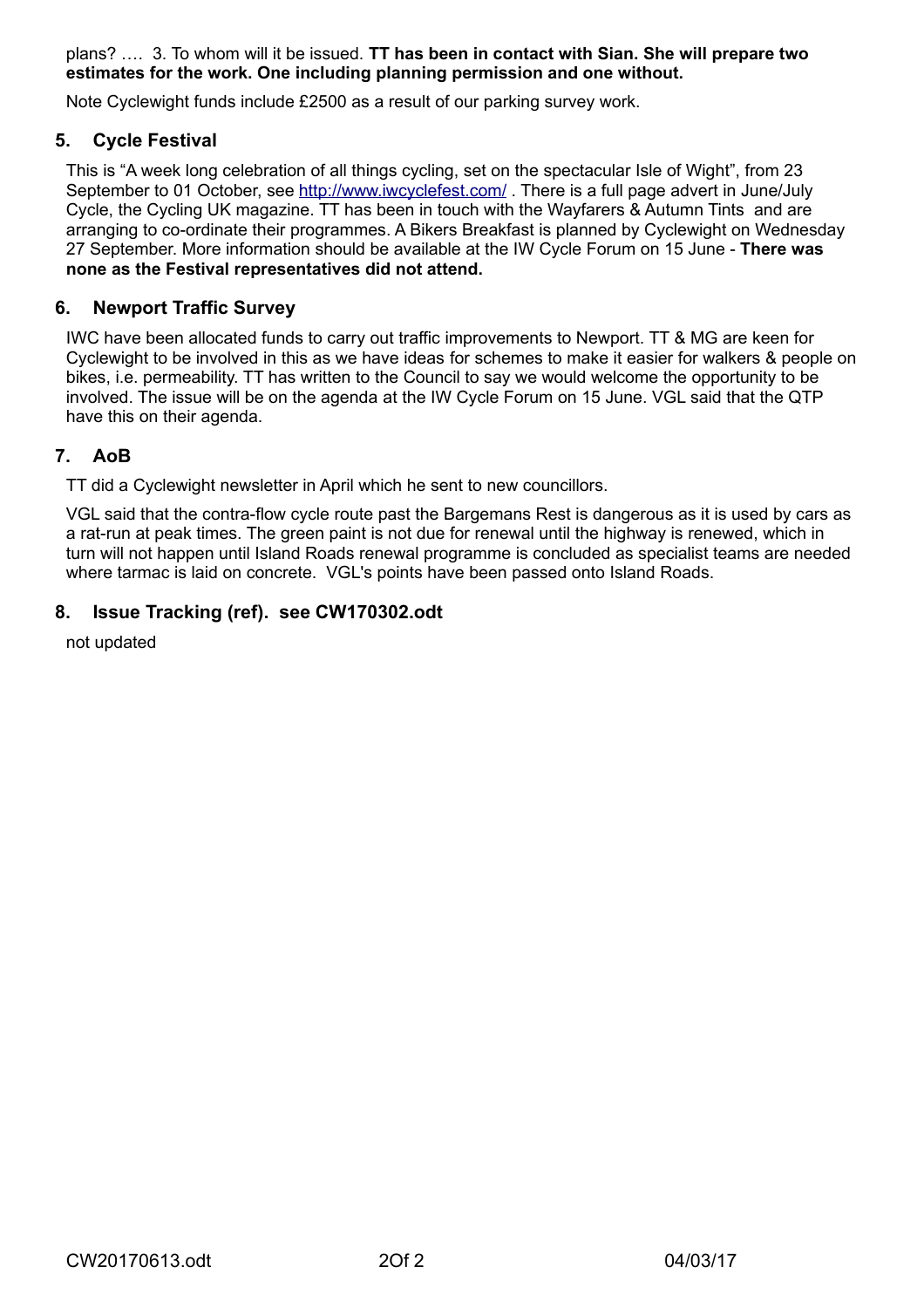plans? …. 3. To whom will it be issued. **TT has been in contact with Sian. She will prepare two estimates for the work. One including planning permission and one without.**

Note Cyclewight funds include £2500 as a result of our parking survey work.

## 5. Cycle Festival

This is “A week long celebration of all things cycling, set on the spectacular Isle of Wight”, from 23 September to 01 October, see http://www.iwcyclefest.com/ . There is a full page advert in June/July Cycle, the Cycling UK magazine. TT has been in touch with the Wayfarers & Autumn Tints and are arranging to co-ordinate their programmes. A Bikers Breakfast is planned by Cyclewight on Wednesday 27 September. More information should be available at the IW Cycle Forum on 15 June - **There was none as the Festival representatives did not attend.**

## 6. Newport Traffic Survey

IWC have been allocated funds to carry out traffic improvements to Newport. TT & MG are keen for Cyclewight to be involved in this as we have ideas for schemes to make it easier for walkers & people on bikes, i.e. permeability. TT has written to the Council to say we would welcome the opportunity to be involved. The issue will be on the agenda at the IW Cycle Forum on 15 June. VGL said that the QTP have this on their agenda.

## 7. AoB

TT did a Cyclewight newsletter in April which he sent to new councillors.

VGL said that the contra-flow cycle route past the Bargemans Rest is dangerous as it is used by cars as a rat-run at peak times. The green paint is not due for renewal until the highway is renewed, which in turn will not happen until Island Roads renewal programme is concluded as specialist teams are needed where tarmac is laid on concrete. VGL's points have been passed onto Island Roads.

## 8. Issue Tracking (ref). see CW170302.odt

not updated